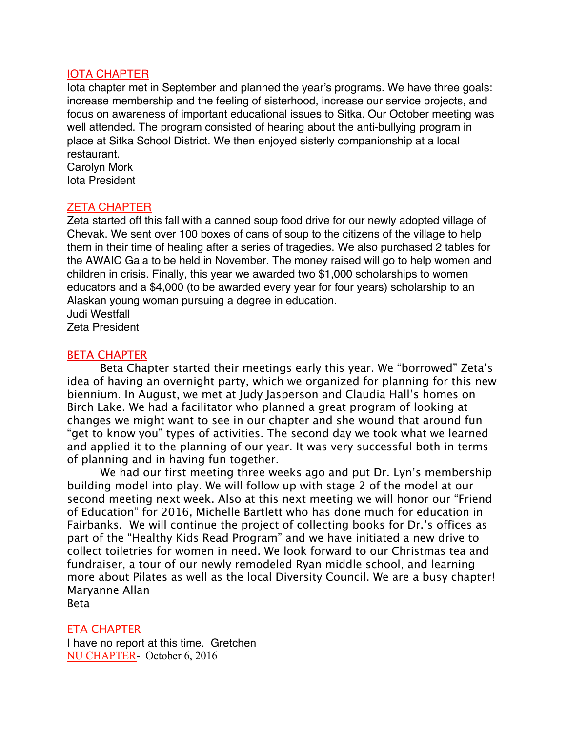## IOTA CHAPTER

Iota chapter met in September and planned the year's programs. We have three goals: increase membership and the feeling of sisterhood, increase our service projects, and focus on awareness of important educational issues to Sitka. Our October meeting was well attended. The program consisted of hearing about the anti-bullying program in place at Sitka School District. We then enjoyed sisterly companionship at a local restaurant.

Carolyn Mork
Iota President

## ZETA CHAPTER

Zeta started off this fall with a canned soup food drive for our newly adopted village of Chevak. We sent over 100 boxes of cans of soup to the citizens of the village to help them in their time of healing after a series of tragedies. We also purchased 2 tables for the AWAIC Gala to be held in November. The money raised will go to help women and children in crisis. Finally, this year we awarded two $1,000 scholarships to women educators and a $4,000 (to be awarded every year for four years) scholarship to an Alaskan young woman pursuing a degree in education.

Judi Westfall
Zeta President

## BETA CHAPTER

Beta Chapter started their meetings early this year. We "borrowed" Zeta's idea of having an overnight party, which we organized for planning for this new biennium. In August, we met at Judy Jasperson and Claudia Hall's homes on Birch Lake. We had a facilitator who planned a great program of looking at changes we might want to see in our chapter and she wound that around fun "get to know you" types of activities. The second day we took what we learned and applied it to the planning of our year. It was very successful both in terms of planning and in having fun together.

We had our first meeting three weeks ago and put Dr. Lyn's membership building model into play. We will follow up with stage 2 of the model at our second meeting next week. Also at this next meeting we will honor our "Friend of Education" for 2016, Michelle Bartlett who has done much for education in Fairbanks. We will continue the project of collecting books for Dr.'s offices as part of the "Healthy Kids Read Program" and we have initiated a new drive to collect toiletries for women in need. We look forward to our Christmas tea and fundraiser, a tour of our newly remodeled Ryan middle school, and learning more about Pilates as well as the local Diversity Council. We are a busy chapter!

Maryanne Allan
Beta

## ETA CHAPTER

I have no report at this time. Gretchen

## NU CHAPTER- October 6, 2016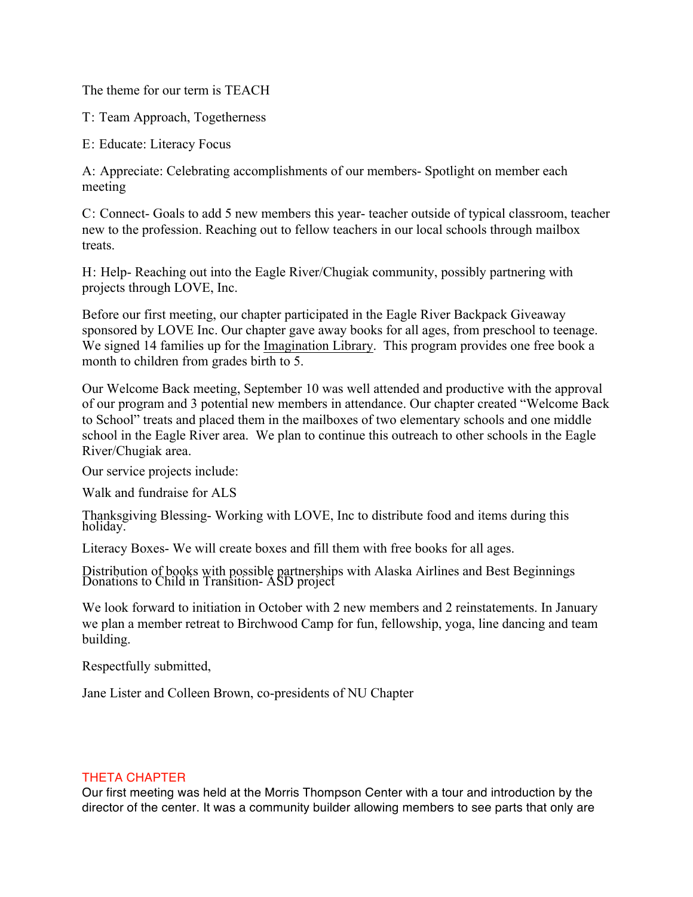The theme for our term is TEACH

T: Team Approach, Togetherness

E: Educate: Literacy Focus

A: Appreciate: Celebrating accomplishments of our members- Spotlight on member each meeting

C: Connect- Goals to add 5 new members this year- teacher outside of typical classroom, teacher new to the profession. Reaching out to fellow teachers in our local schools through mailbox treats.

H: Help- Reaching out into the Eagle River/Chugiak community, possibly partnering with projects through LOVE, Inc.

Before our first meeting, our chapter participated in the Eagle River Backpack Giveaway sponsored by LOVE Inc. Our chapter gave away books for all ages, from preschool to teenage. We signed 14 families up for the Imagination Library. This program provides one free book a month to children from grades birth to 5.

Our Welcome Back meeting, September 10 was well attended and productive with the approval of our program and 3 potential new members in attendance. Our chapter created "Welcome Back to School" treats and placed them in the mailboxes of two elementary schools and one middle school in the Eagle River area. We plan to continue this outreach to other schools in the Eagle River/Chugiak area.

Our service projects include:

Walk and fundraise for ALS

Thanksgiving Blessing- Working with LOVE, Inc to distribute food and items during this holiday.

Literacy Boxes- We will create boxes and fill them with free books for all ages.

Distribution of books with possible partnerships with Alaska Airlines and Best Beginnings

Donations to Child in Transition- ASD project

We look forward to initiation in October with 2 new members and 2 reinstatements. In January we plan a member retreat to Birchwood Camp for fun, fellowship, yoga, line dancing and team building.

Respectfully submitted,

Jane Lister and Colleen Brown, co-presidents of NU Chapter

## THETA CHAPTER

Our first meeting was held at the Morris Thompson Center with a tour and introduction by the director of the center. It was a community builder allowing members to see parts that only are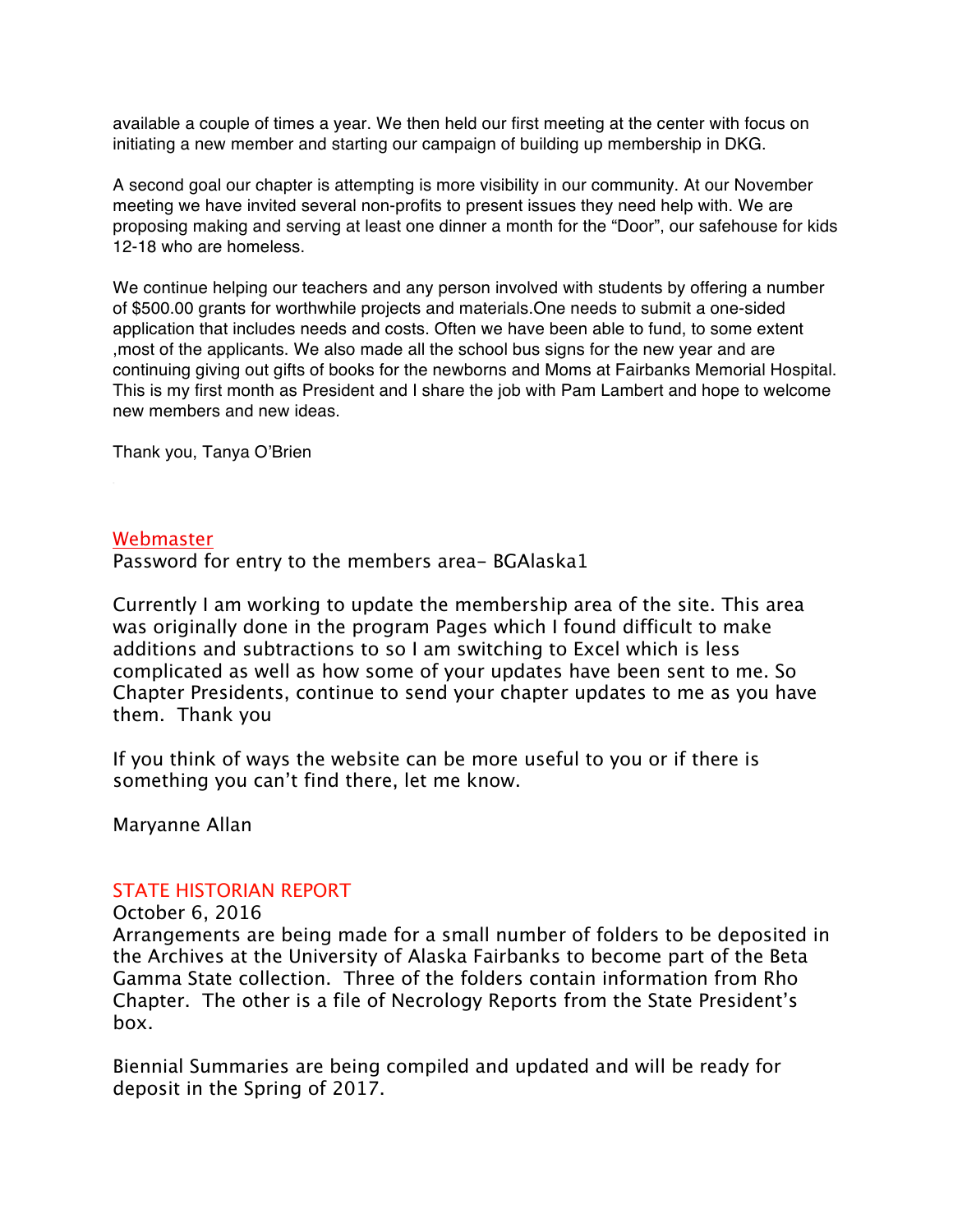available a couple of times a year. We then held our first meeting at the center with focus on initiating a new member and starting our campaign of building up membership in DKG.

A second goal our chapter is attempting is more visibility in our community. At our November meeting we have invited several non-profits to present issues they need help with. We are proposing making and serving at least one dinner a month for the "Door", our safehouse for kids 12-18 who are homeless.

We continue helping our teachers and any person involved with students by offering a number of $500.00 grants for worthwhile projects and materials.One needs to submit a one-sided application that includes needs and costs. Often we have been able to fund, to some extent ,most of the applicants. We also made all the school bus signs for the new year and are continuing giving out gifts of books for the newborns and Moms at Fairbanks Memorial Hospital. This is my first month as President and I share the job with Pam Lambert and hope to welcome new members and new ideas.

Thank you, Tanya O'Brien

## Webmaster

Password for entry to the members area- BGAlaska1

Currently I am working to update the membership area of the site. This area was originally done in the program Pages which I found difficult to make additions and subtractions to so I am switching to Excel which is less complicated as well as how some of your updates have been sent to me. So Chapter Presidents, continue to send your chapter updates to me as you have them. Thank you

If you think of ways the website can be more useful to you or if there is something you can't find there, let me know.

Maryanne Allan

## STATE HISTORIAN REPORT

October 6, 2016

Arrangements are being made for a small number of folders to be deposited in the Archives at the University of Alaska Fairbanks to become part of the Beta Gamma State collection. Three of the folders contain information from Rho Chapter. The other is a file of Necrology Reports from the State President's box.

Biennial Summaries are being compiled and updated and will be ready for deposit in the Spring of 2017.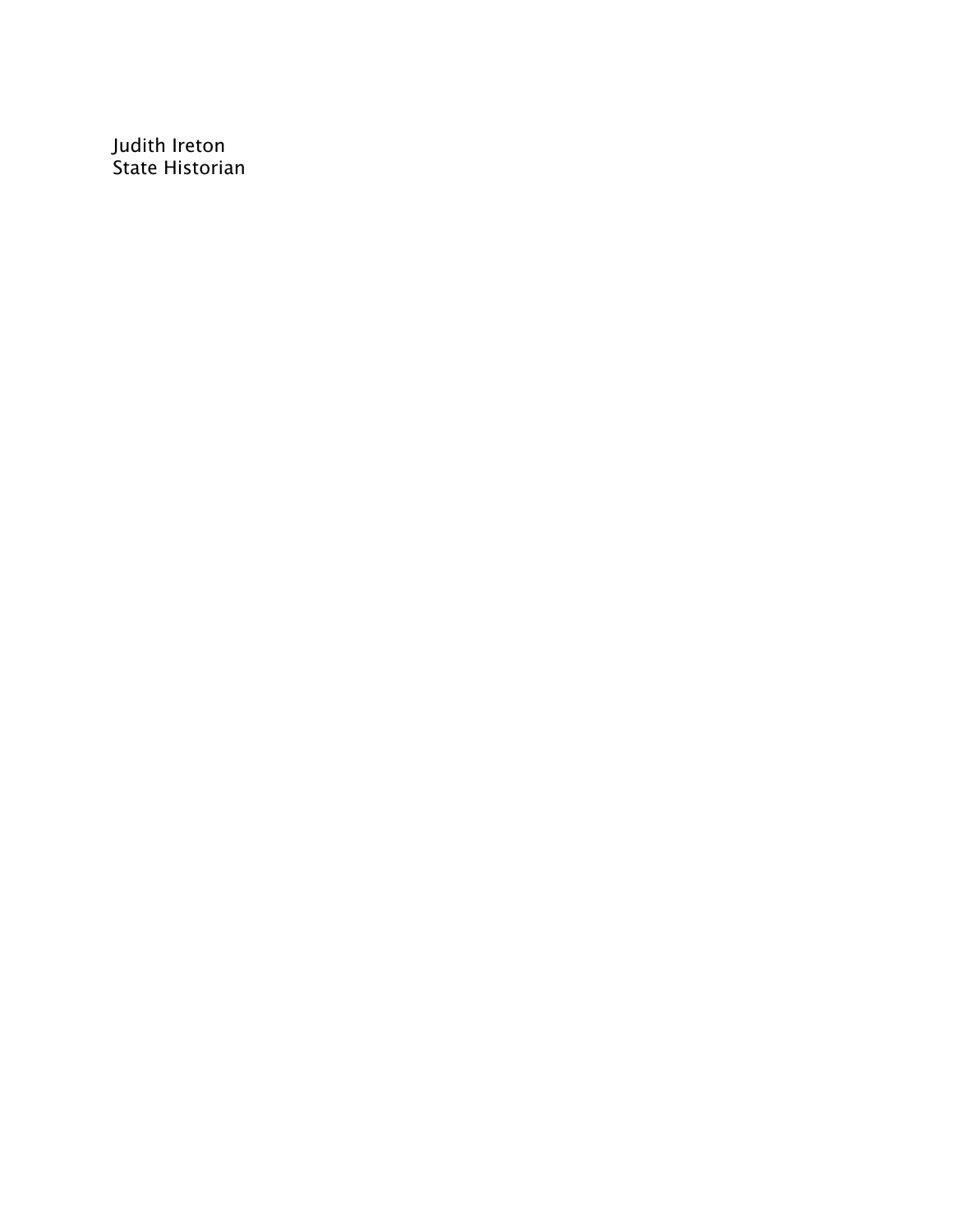Judith Ireton  
State Historian